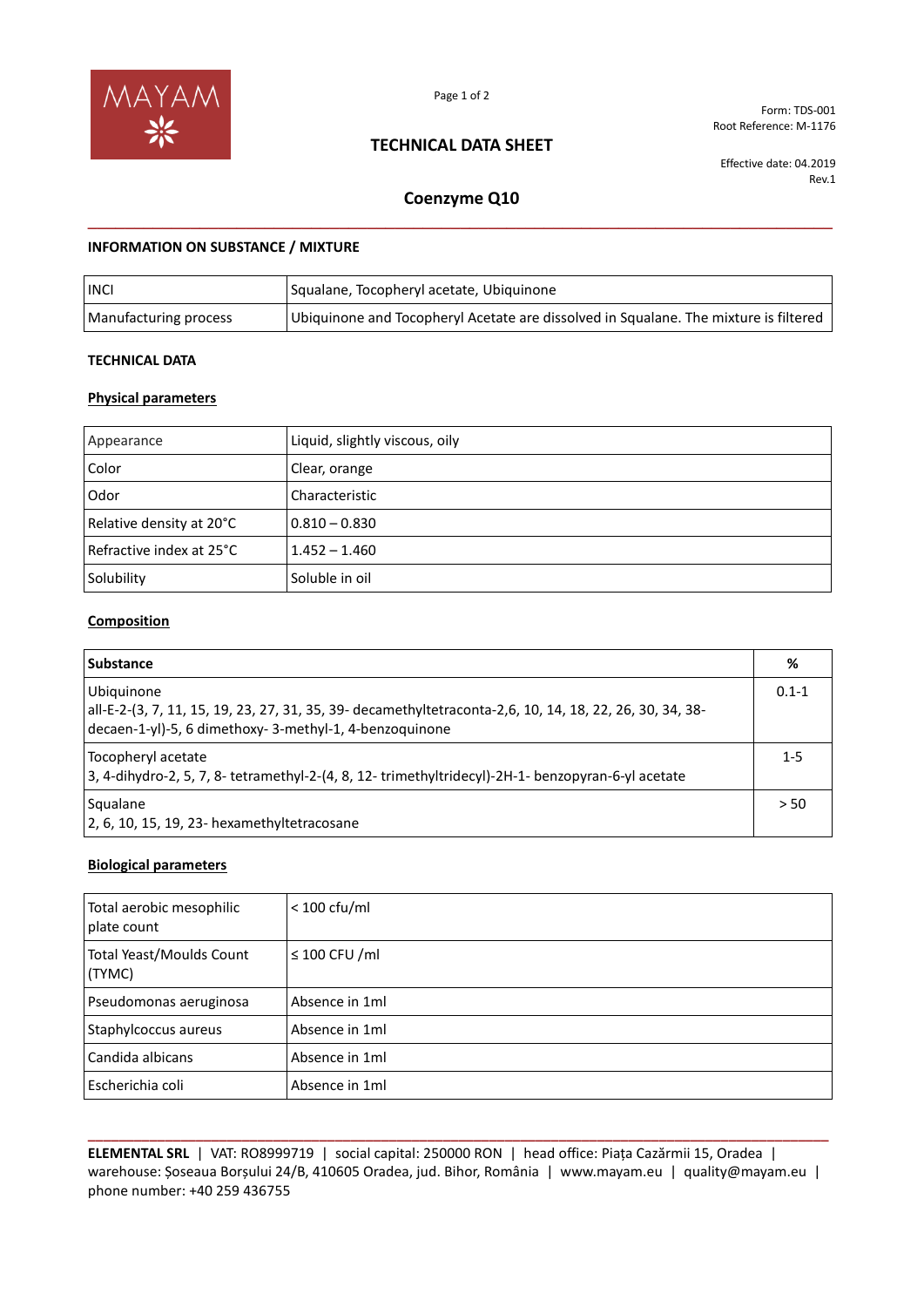MAYAM

Form: TDS-001
Root Reference: M-1176

# TECHNICAL DATA SHEET

Effective date: 04.2019
Rev.1

## Coenzyme Q10

### INFORMATION ON SUBSTANCE / MIXTURE

| | |
|---|---|
| INCI | Squalane, Tocopheryl acetate, Ubiquinone |
| Manufacturing process | Ubiquinone and Tocopheryl Acetate are dissolved in Squalane. The mixture is filtered |

### TECHNICAL DATA

#### Physical parameters

| | |
|---|---|
| Appearance | Liquid, slightly viscous, oily |
| Color | Clear, orange |
| Odor | Characteristic |
| Relative density at 20°C | 0.810 – 0.830 |
| Refractive index at 25°C | 1.452 – 1.460 |
| Solubility | Soluble in oil |

#### Composition

| Substance | % |
|---|---|
| Ubiquinone<br>all-E-2-(3, 7, 11, 15, 19, 23, 27, 31, 35, 39- decamethyltetraconta-2,6, 10, 14, 18, 22, 26, 30, 34, 38-decaen-1-yl)-5, 6 dimethoxy- 3-methyl-1, 4-benzoquinone | 0.1-1 |
| Tocopheryl acetate<br>3, 4-dihydro-2, 5, 7, 8- tetramethyl-2-(4, 8, 12- trimethyltridecyl)-2H-1- benzopyran-6-yl acetate | 1-5 |
| Squalane<br>2, 6, 10, 15, 19, 23- hexamethyltetracosane | > 50 |

#### Biological parameters

| | |
|---|---|
| Total aerobic mesophilic plate count | < 100 cfu/ml |
| Total Yeast/Moulds Count (TYMC) | ≤ 100 CFU /ml |
| Pseudomonas aeruginosa | Absence in 1ml |
| Staphylcoccus aureus | Absence in 1ml |
| Candida albicans | Absence in 1ml |
| Escherichia coli | Absence in 1ml |

**ELEMENTAL SRL** | VAT: RO8999719 | social capital: 250000 RON | head office: Piața Cazărmii 15, Oradea | warehouse: Șoseaua Borșului 24/B, 410605 Oradea, jud. Bihor, România | www.mayam.eu | quality@mayam.eu | phone number: +40 259 436755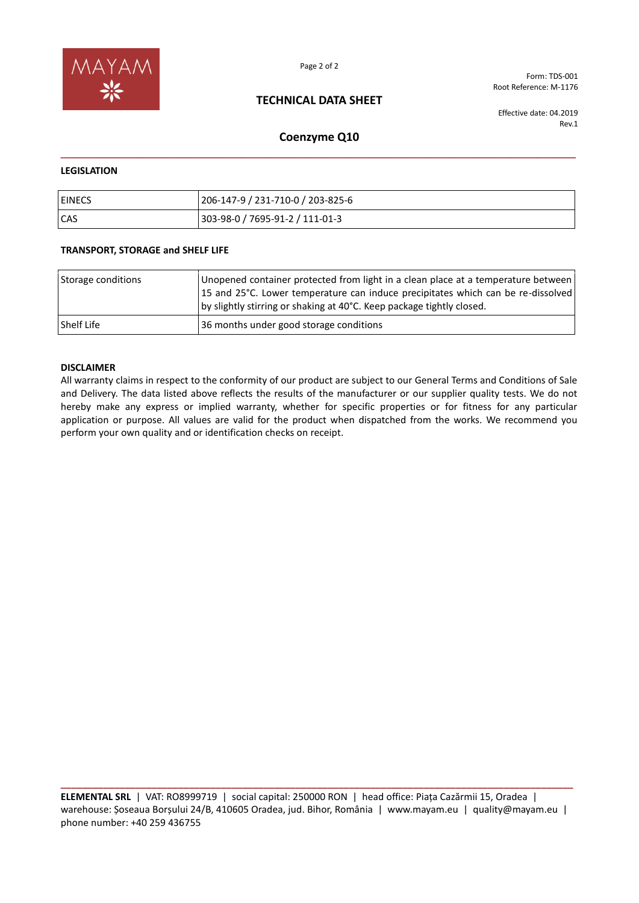## LEGISLATION

| | |
|---|---|
| EINECS | 206-147-9 / 231-710-0 / 203-825-6 |
| CAS | 303-98-0 / 7695-91-2 / 111-01-3 |

## TRANSPORT, STORAGE and SHELF LIFE

| | |
|---|---|
| Storage conditions | Unopened container protected from light in a clean place at a temperature between 15 and 25°C. Lower temperature can induce precipitates which can be re-dissolved by slightly stirring or shaking at 40°C. Keep package tightly closed. |
| Shelf Life | 36 months under good storage conditions |

## DISCLAIMER

All warranty claims in respect to the conformity of our product are subject to our General Terms and Conditions of Sale and Delivery. The data listed above reflects the results of the manufacturer or our supplier quality tests. We do not hereby make any express or implied warranty, whether for specific properties or for fitness for any particular application or purpose. All values are valid for the product when dispatched from the works. We recommend you perform your own quality and or identification checks on receipt.